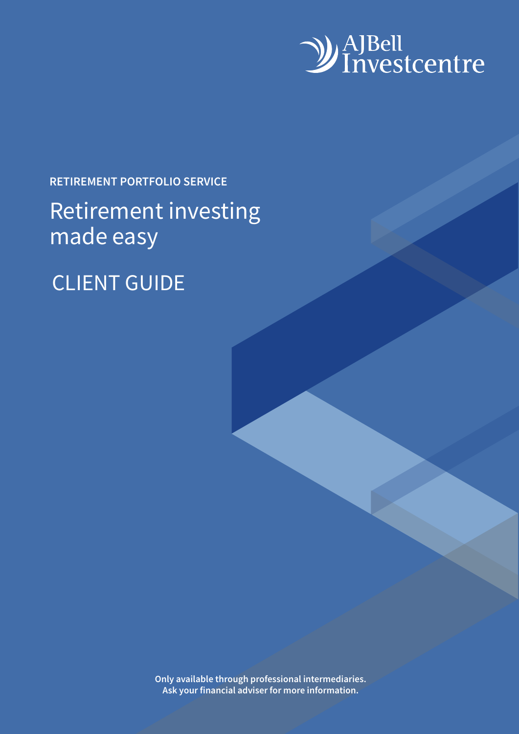AJBell Investcentre

**RETIREMENT PORTFOLIO SERVICE**

# Retirement investing made easy

## CLIENT GUIDE

**Only available through professional intermediaries.**
**Ask your financial adviser for more information.**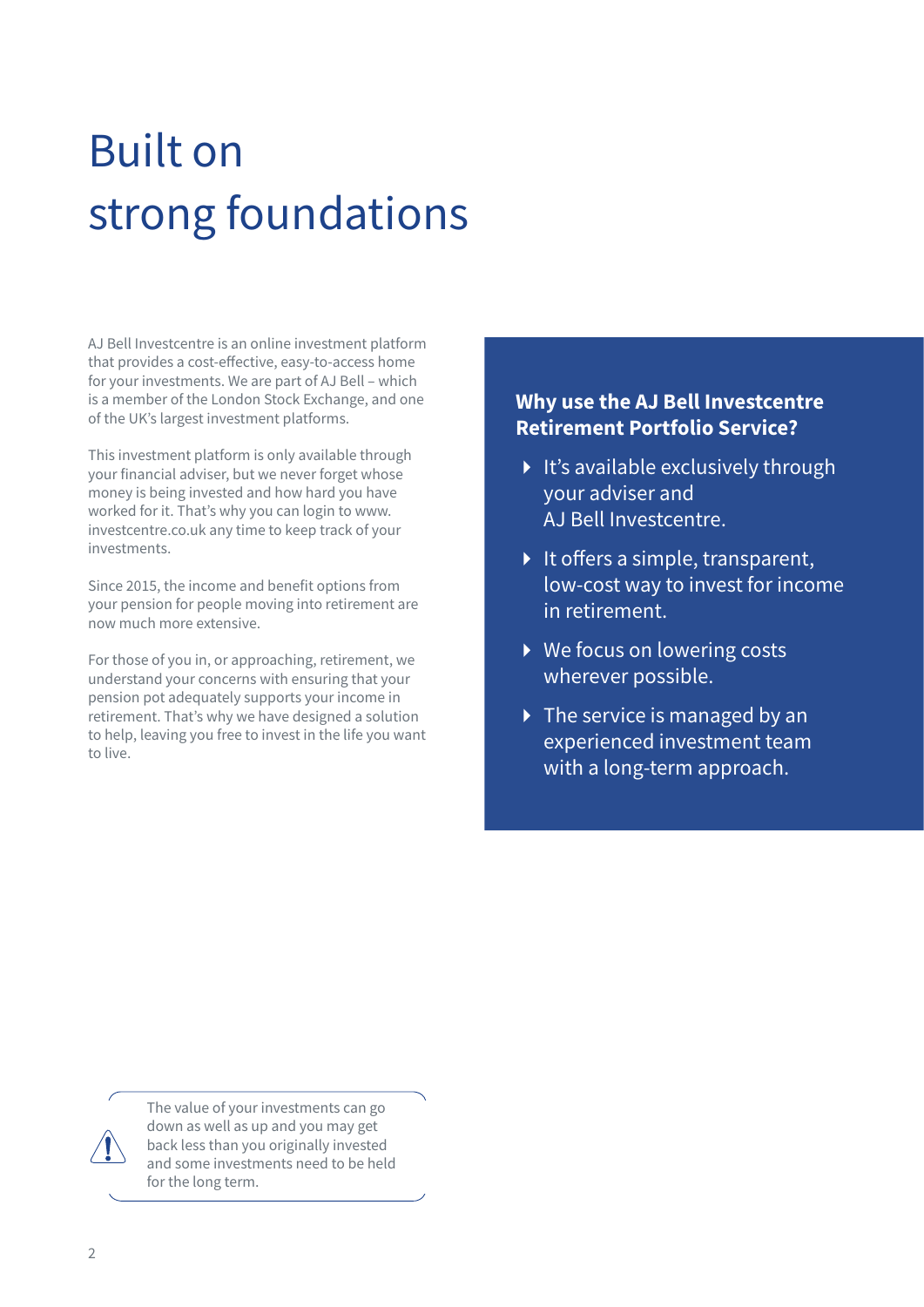# Built on strong foundations

AJ Bell Investcentre is an online investment platform that provides a cost-effective, easy-to-access home for your investments. We are part of AJ Bell – which is a member of the London Stock Exchange, and one of the UK's largest investment platforms.

This investment platform is only available through your financial adviser, but we never forget whose money is being invested and how hard you have worked for it. That's why you can login to www.investcentre.co.uk any time to keep track of your investments.

Since 2015, the income and benefit options from your pension for people moving into retirement are now much more extensive.

For those of you in, or approaching, retirement, we understand your concerns with ensuring that your pension pot adequately supports your income in retirement. That's why we have designed a solution to help, leaving you free to invest in the life you want to live.

**Why use the AJ Bell Investcentre Retirement Portfolio Service?**

- It's available exclusively through your adviser and AJ Bell Investcentre.
- It offers a simple, transparent, low-cost way to invest for income in retirement.
- We focus on lowering costs wherever possible.
- The service is managed by an experienced investment team with a long-term approach.

The value of your investments can go down as well as up and you may get back less than you originally invested and some investments need to be held for the long term.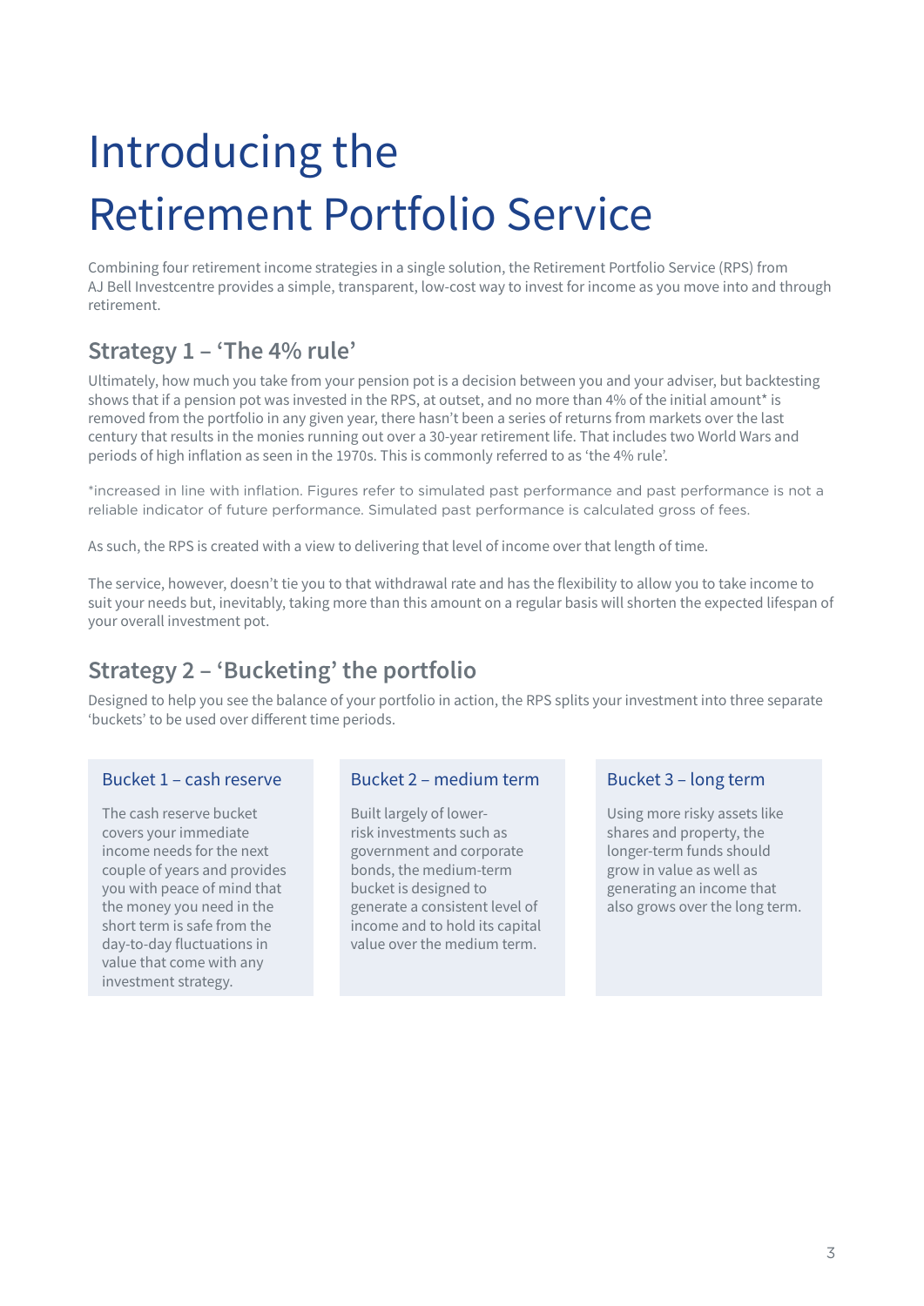# Introducing the Retirement Portfolio Service

Combining four retirement income strategies in a single solution, the Retirement Portfolio Service (RPS) from AJ Bell Investcentre provides a simple, transparent, low-cost way to invest for income as you move into and through retirement.

## Strategy 1 – 'The 4% rule'

Ultimately, how much you take from your pension pot is a decision between you and your adviser, but backtesting shows that if a pension pot was invested in the RPS, at outset, and no more than 4% of the initial amount* is removed from the portfolio in any given year, there hasn't been a series of returns from markets over the last century that results in the monies running out over a 30-year retirement life. That includes two World Wars and periods of high inflation as seen in the 1970s. This is commonly referred to as 'the 4% rule'.

*increased in line with inflation. Figures refer to simulated past performance and past performance is not a reliable indicator of future performance. Simulated past performance is calculated gross of fees.

As such, the RPS is created with a view to delivering that level of income over that length of time.

The service, however, doesn't tie you to that withdrawal rate and has the flexibility to allow you to take income to suit your needs but, inevitably, taking more than this amount on a regular basis will shorten the expected lifespan of your overall investment pot.

## Strategy 2 – 'Bucketing' the portfolio

Designed to help you see the balance of your portfolio in action, the RPS splits your investment into three separate 'buckets' to be used over different time periods.

### Bucket 1 – cash reserve

The cash reserve bucket covers your immediate income needs for the next couple of years and provides you with peace of mind that the money you need in the short term is safe from the day-to-day fluctuations in value that come with any investment strategy.

### Bucket 2 – medium term

Built largely of lower-risk investments such as government and corporate bonds, the medium-term bucket is designed to generate a consistent level of income and to hold its capital value over the medium term.

### Bucket 3 – long term

Using more risky assets like shares and property, the longer-term funds should grow in value as well as generating an income that also grows over the long term.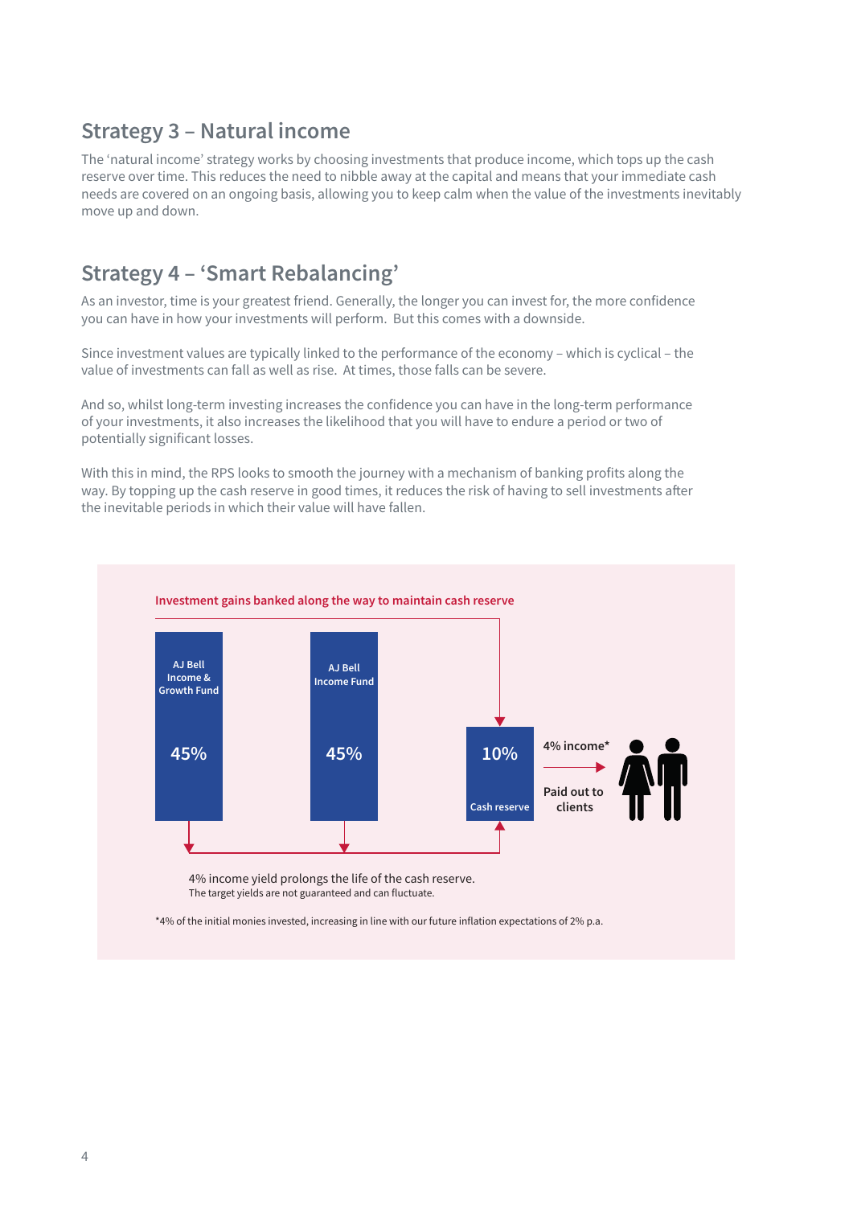## Strategy 3 – Natural income

The 'natural income' strategy works by choosing investments that produce income, which tops up the cash reserve over time. This reduces the need to nibble away at the capital and means that your immediate cash needs are covered on an ongoing basis, allowing you to keep calm when the value of the investments inevitably move up and down.

## Strategy 4 – 'Smart Rebalancing'

As an investor, time is your greatest friend. Generally, the longer you can invest for, the more confidence you can have in how your investments will perform. But this comes with a downside.

Since investment values are typically linked to the performance of the economy – which is cyclical – the value of investments can fall as well as rise. At times, those falls can be severe.

And so, whilst long-term investing increases the confidence you can have in the long-term performance of your investments, it also increases the likelihood that you will have to endure a period or two of potentially significant losses.

With this in mind, the RPS looks to smooth the journey with a mechanism of banking profits along the way. By topping up the cash reserve in good times, it reduces the risk of having to sell investments after the inevitable periods in which their value will have fallen.

**Investment gains banked along the way to maintain cash reserve**

AJ Bell Income & Growth Fund 45%

AJ Bell Income Fund 45%

10% Cash reserve

4% income* → Paid out to clients

4% income yield prolongs the life of the cash reserve.
The target yields are not guaranteed and can fluctuate.

*4% of the initial monies invested, increasing in line with our future inflation expectations of 2% p.a.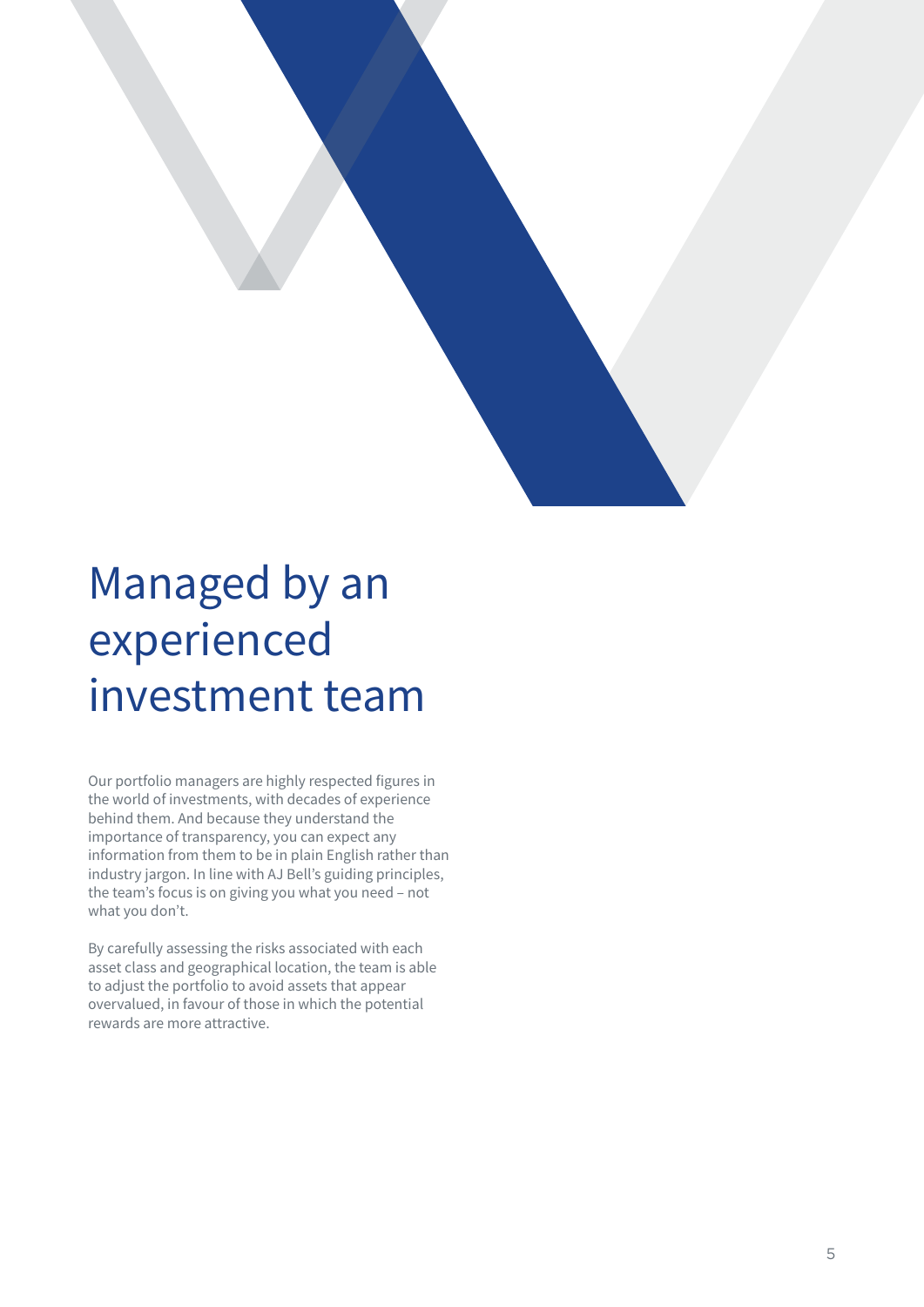# Managed by an experienced investment team

Our portfolio managers are highly respected figures in the world of investments, with decades of experience behind them. And because they understand the importance of transparency, you can expect any information from them to be in plain English rather than industry jargon. In line with AJ Bell's guiding principles, the team's focus is on giving you what you need – not what you don't.

By carefully assessing the risks associated with each asset class and geographical location, the team is able to adjust the portfolio to avoid assets that appear overvalued, in favour of those in which the potential rewards are more attractive.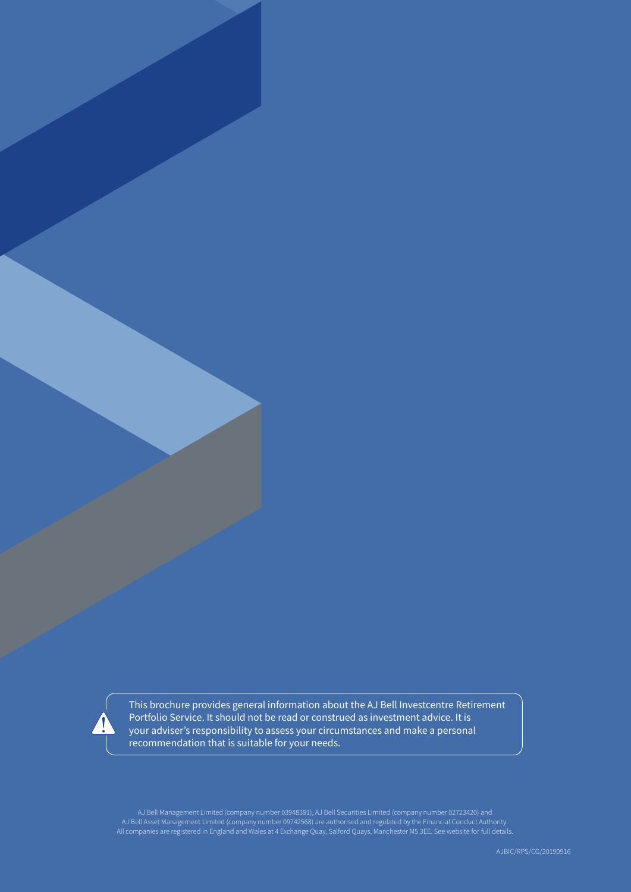This brochure provides general information about the AJ Bell Investcentre Retirement Portfolio Service. It should not be read or construed as investment advice. It is your adviser's responsibility to assess your circumstances and make a personal recommendation that is suitable for your needs.

AJ Bell Management Limited (company number 03948391), AJ Bell Securities Limited (company number 02723420) and AJ Bell Asset Management Limited (company number 09742568) are authorised and regulated by the Financial Conduct Authority. All companies are registered in England and Wales at 4 Exchange Quay, Salford Quays, Manchester M5 3EE. See website for full details.

AJBIC/RPS/CG/20190916